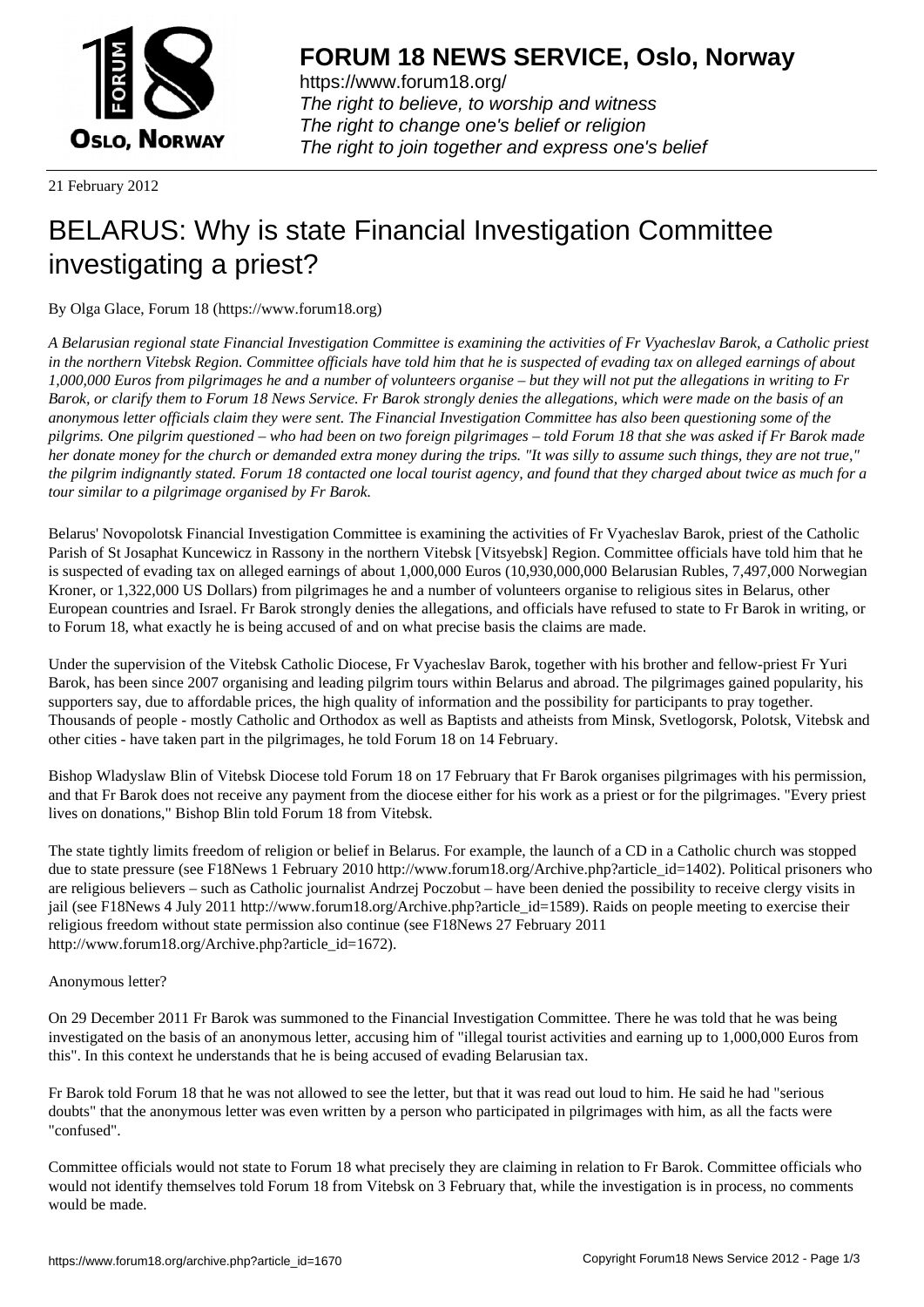**FORUM 18 NEWS SERVICE, Oslo, Norway**

https://www.forum18.org/
*The right to believe, to worship and witness*
*The right to change one's belief or religion*
*The right to join together and express one's belief*

21 February 2012

# BELARUS: Why is state Financial Investigation Committee investigating a priest?

By Olga Glace, Forum 18 (https://www.forum18.org)

*A Belarusian regional state Financial Investigation Committee is examining the activities of Fr Vyacheslav Barok, a Catholic priest in the northern Vitebsk Region. Committee officials have told him that he is suspected of evading tax on alleged earnings of about 1,000,000 Euros from pilgrimages he and a number of volunteers organise – but they will not put the allegations in writing to Fr Barok, or clarify them to Forum 18 News Service. Fr Barok strongly denies the allegations, which were made on the basis of an anonymous letter officials claim they were sent. The Financial Investigation Committee has also been questioning some of the pilgrims. One pilgrim questioned – who had been on two foreign pilgrimages – told Forum 18 that she was asked if Fr Barok made her donate money for the church or demanded extra money during the trips. "It was silly to assume such things, they are not true," the pilgrim indignantly stated. Forum 18 contacted one local tourist agency, and found that they charged about twice as much for a tour similar to a pilgrimage organised by Fr Barok.*

Belarus' Novopolotsk Financial Investigation Committee is examining the activities of Fr Vyacheslav Barok, priest of the Catholic Parish of St Josaphat Kuncewicz in Rassony in the northern Vitebsk [Vitsyebsk] Region. Committee officials have told him that he is suspected of evading tax on alleged earnings of about 1,000,000 Euros (10,930,000,000 Belarusian Rubles, 7,497,000 Norwegian Kroner, or 1,322,000 US Dollars) from pilgrimages he and a number of volunteers organise to religious sites in Belarus, other European countries and Israel. Fr Barok strongly denies the allegations, and officials have refused to state to Fr Barok in writing, or to Forum 18, what exactly he is being accused of and on what precise basis the claims are made.

Under the supervision of the Vitebsk Catholic Diocese, Fr Vyacheslav Barok, together with his brother and fellow-priest Fr Yuri Barok, has been since 2007 organising and leading pilgrim tours within Belarus and abroad. The pilgrimages gained popularity, his supporters say, due to affordable prices, the high quality of information and the possibility for participants to pray together. Thousands of people - mostly Catholic and Orthodox as well as Baptists and atheists from Minsk, Svetlogorsk, Polotsk, Vitebsk and other cities - have taken part in the pilgrimages, he told Forum 18 on 14 February.

Bishop Wladyslaw Blin of Vitebsk Diocese told Forum 18 on 17 February that Fr Barok organises pilgrimages with his permission, and that Fr Barok does not receive any payment from the diocese either for his work as a priest or for the pilgrimages. "Every priest lives on donations," Bishop Blin told Forum 18 from Vitebsk.

The state tightly limits freedom of religion or belief in Belarus. For example, the launch of a CD in a Catholic church was stopped due to state pressure (see F18News 1 February 2010 http://www.forum18.org/Archive.php?article_id=1402). Political prisoners who are religious believers – such as Catholic journalist Andrzej Poczobut – have been denied the possibility to receive clergy visits in jail (see F18News 4 July 2011 http://www.forum18.org/Archive.php?article_id=1589). Raids on people meeting to exercise their religious freedom without state permission also continue (see F18News 27 February 2011 http://www.forum18.org/Archive.php?article_id=1672).

Anonymous letter?

On 29 December 2011 Fr Barok was summoned to the Financial Investigation Committee. There he was told that he was being investigated on the basis of an anonymous letter, accusing him of "illegal tourist activities and earning up to 1,000,000 Euros from this". In this context he understands that he is being accused of evading Belarusian tax.

Fr Barok told Forum 18 that he was not allowed to see the letter, but that it was read out loud to him. He said he had "serious doubts" that the anonymous letter was even written by a person who participated in pilgrimages with him, as all the facts were "confused".

Committee officials would not state to Forum 18 what precisely they are claiming in relation to Fr Barok. Committee officials who would not identify themselves told Forum 18 from Vitebsk on 3 February that, while the investigation is in process, no comments would be made.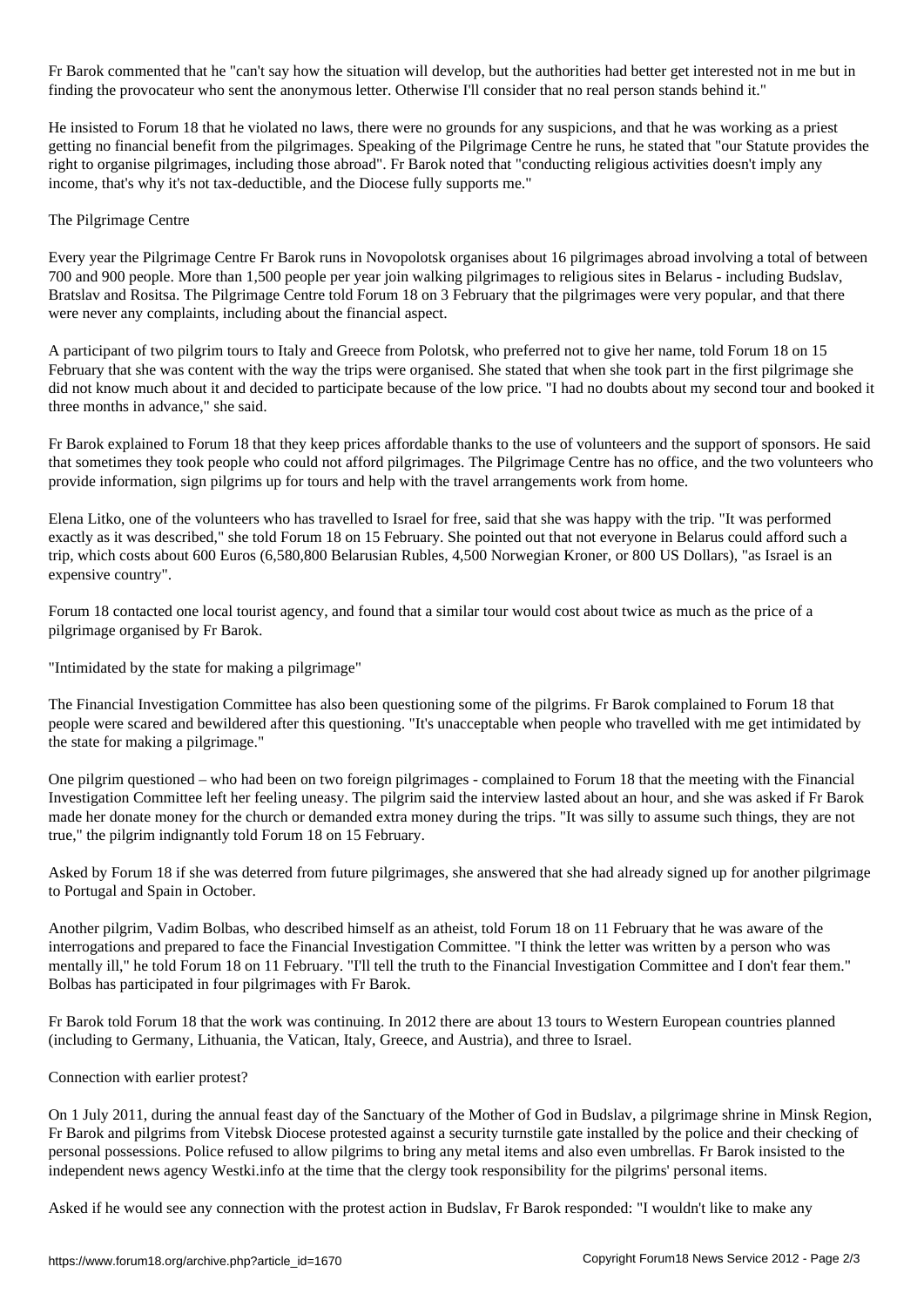Fr Barok commented that he "can't say how the situation will develop, but the authorities had better get interested not in me but in finding the provocateur who sent the anonymous letter. Otherwise I'll consider that no real person stands behind it."

He insisted to Forum 18 that he violated no laws, there were no grounds for any suspicions, and that he was working as a priest getting no financial benefit from the pilgrimages. Speaking of the Pilgrimage Centre he runs, he stated that "our Statute provides the right to organise pilgrimages, including those abroad". Fr Barok noted that "conducting religious activities doesn't imply any income, that's why it's not tax-deductible, and the Diocese fully supports me."

## The Pilgrimage Centre

Every year the Pilgrimage Centre Fr Barok runs in Novopolotsk organises about 16 pilgrimages abroad involving a total of between 700 and 900 people. More than 1,500 people per year join walking pilgrimages to religious sites in Belarus - including Budslav, Bratslav and Rositsa. The Pilgrimage Centre told Forum 18 on 3 February that the pilgrimages were very popular, and that there were never any complaints, including about the financial aspect.

A participant of two pilgrim tours to Italy and Greece from Polotsk, who preferred not to give her name, told Forum 18 on 15 February that she was content with the way the trips were organised. She stated that when she took part in the first pilgrimage she did not know much about it and decided to participate because of the low price. "I had no doubts about my second tour and booked it three months in advance," she said.

Fr Barok explained to Forum 18 that they keep prices affordable thanks to the use of volunteers and the support of sponsors. He said that sometimes they took people who could not afford pilgrimages. The Pilgrimage Centre has no office, and the two volunteers who provide information, sign pilgrims up for tours and help with the travel arrangements work from home.

Elena Litko, one of the volunteers who has travelled to Israel for free, said that she was happy with the trip. "It was performed exactly as it was described," she told Forum 18 on 15 February. She pointed out that not everyone in Belarus could afford such a trip, which costs about 600 Euros (6,580,800 Belarusian Rubles, 4,500 Norwegian Kroner, or 800 US Dollars), "as Israel is an expensive country".

Forum 18 contacted one local tourist agency, and found that a similar tour would cost about twice as much as the price of a pilgrimage organised by Fr Barok.

## "Intimidated by the state for making a pilgrimage"

The Financial Investigation Committee has also been questioning some of the pilgrims. Fr Barok complained to Forum 18 that people were scared and bewildered after this questioning. "It's unacceptable when people who travelled with me get intimidated by the state for making a pilgrimage."

One pilgrim questioned – who had been on two foreign pilgrimages - complained to Forum 18 that the meeting with the Financial Investigation Committee left her feeling uneasy. The pilgrim said the interview lasted about an hour, and she was asked if Fr Barok made her donate money for the church or demanded extra money during the trips. "It was silly to assume such things, they are not true," the pilgrim indignantly told Forum 18 on 15 February.

Asked by Forum 18 if she was deterred from future pilgrimages, she answered that she had already signed up for another pilgrimage to Portugal and Spain in October.

Another pilgrim, Vadim Bolbas, who described himself as an atheist, told Forum 18 on 11 February that he was aware of the interrogations and prepared to face the Financial Investigation Committee. "I think the letter was written by a person who was mentally ill," he told Forum 18 on 11 February. "I'll tell the truth to the Financial Investigation Committee and I don't fear them." Bolbas has participated in four pilgrimages with Fr Barok.

Fr Barok told Forum 18 that the work was continuing. In 2012 there are about 13 tours to Western European countries planned (including to Germany, Lithuania, the Vatican, Italy, Greece, and Austria), and three to Israel.

## Connection with earlier protest?

On 1 July 2011, during the annual feast day of the Sanctuary of the Mother of God in Budslav, a pilgrimage shrine in Minsk Region, Fr Barok and pilgrims from Vitebsk Diocese protested against a security turnstile gate installed by the police and their checking of personal possessions. Police refused to allow pilgrims to bring any metal items and also even umbrellas. Fr Barok insisted to the independent news agency Westki.info at the time that the clergy took responsibility for the pilgrims' personal items.

Asked if he would see any connection with the protest action in Budslav, Fr Barok responded: "I wouldn't like to make any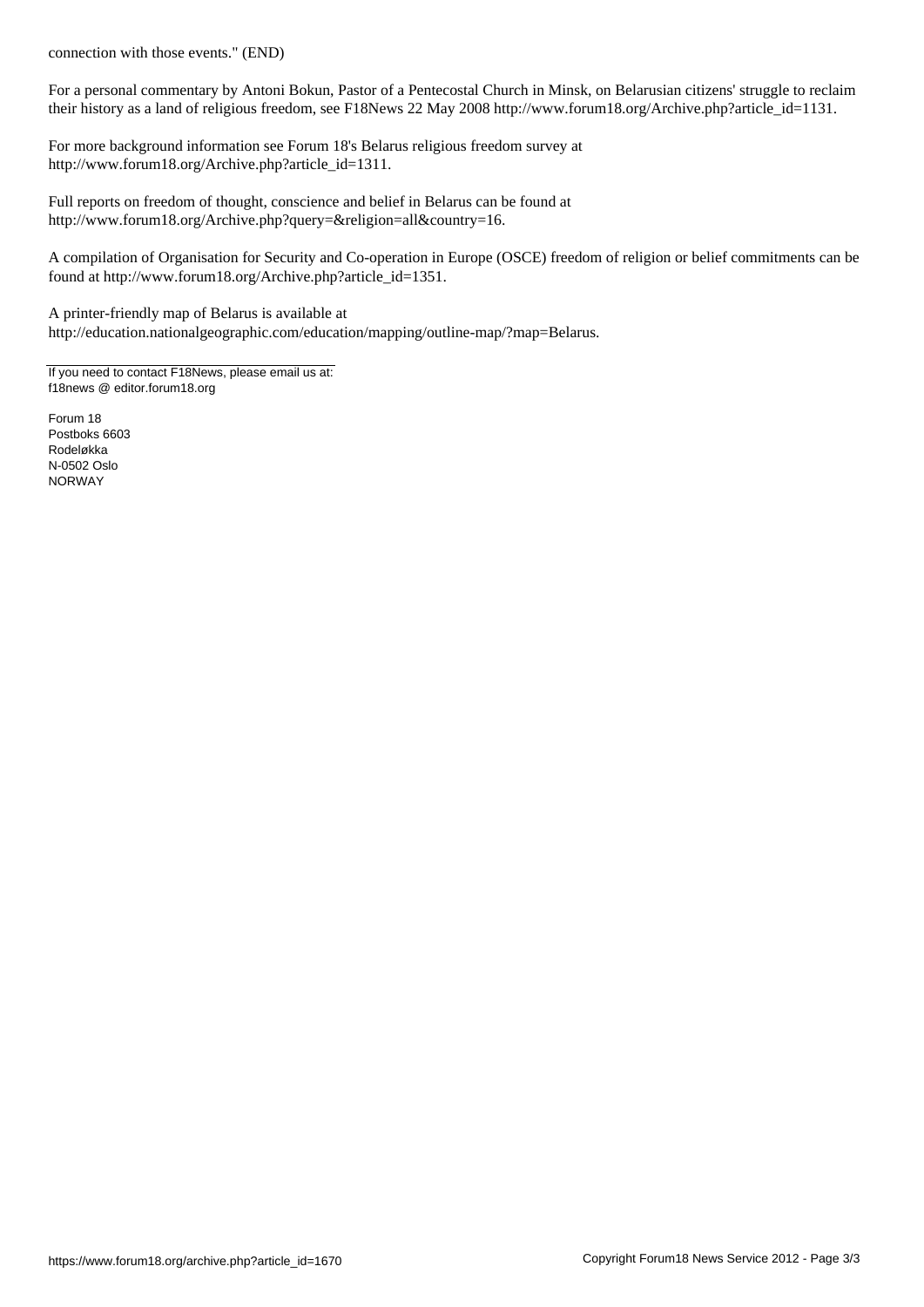connection with those events." (END)

For a personal commentary by Antoni Bokun, Pastor of a Pentecostal Church in Minsk, on Belarusian citizens' struggle to reclaim their history as a land of religious freedom, see F18News 22 May 2008 http://www.forum18.org/Archive.php?article_id=1131.

For more background information see Forum 18's Belarus religious freedom survey at http://www.forum18.org/Archive.php?article_id=1311.

Full reports on freedom of thought, conscience and belief in Belarus can be found at http://www.forum18.org/Archive.php?query=&religion=all&country=16.

A compilation of Organisation for Security and Co-operation in Europe (OSCE) freedom of religion or belief commitments can be found at http://www.forum18.org/Archive.php?article_id=1351.

A printer-friendly map of Belarus is available at http://education.nationalgeographic.com/education/mapping/outline-map/?map=Belarus.

If you need to contact F18News, please email us at:
f18news @ editor.forum18.org

Forum 18
Postboks 6603
Rodeløkka
N-0502 Oslo
NORWAY